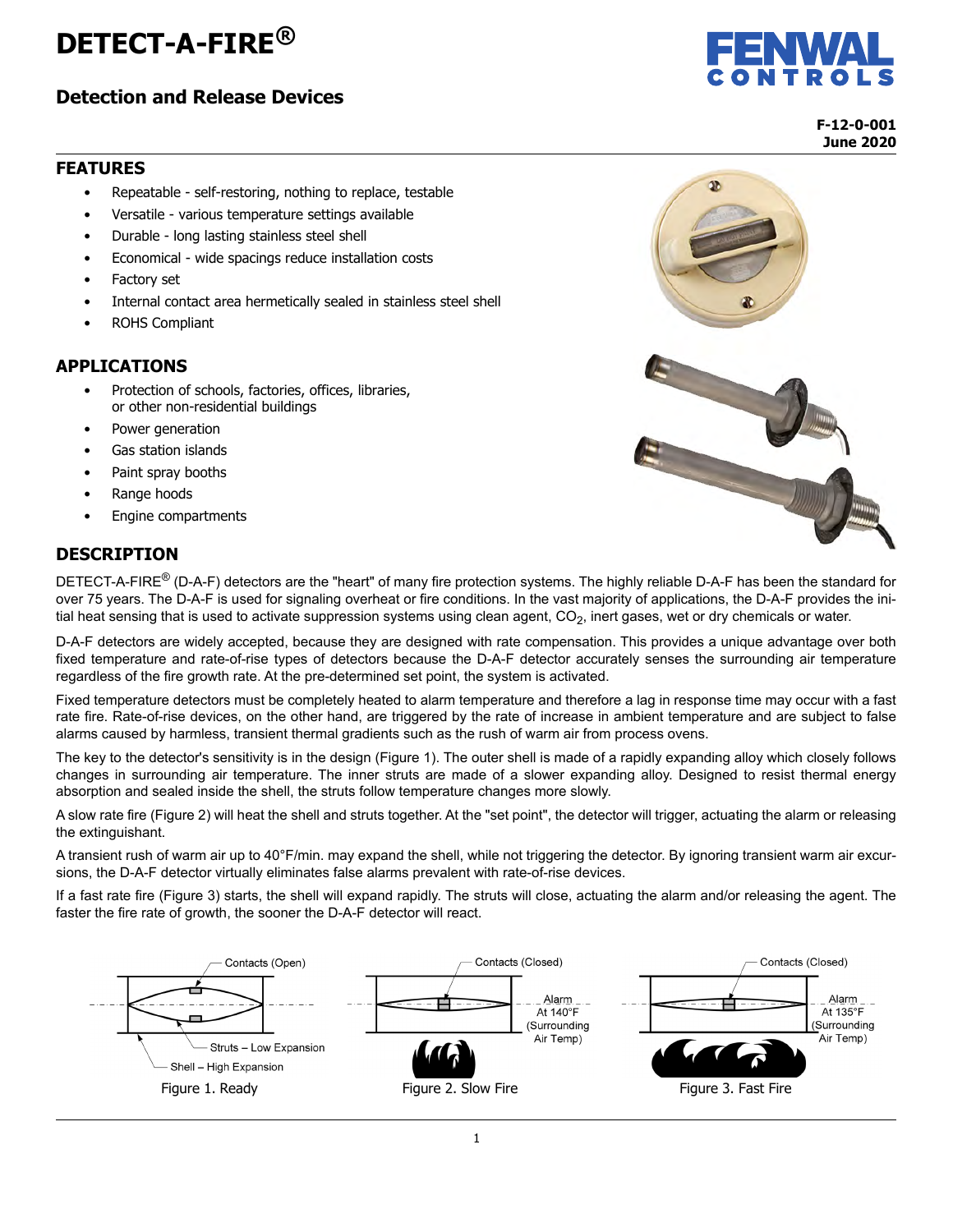# DETECT-A-FIRE®

## Detection and Release Devices

F-12-0-001
June 2020

## FEATURES

- Repeatable - self-restoring, nothing to replace, testable
- Versatile - various temperature settings available
- Durable - long lasting stainless steel shell
- Economical - wide spacings reduce installation costs
- Factory set
- Internal contact area hermetically sealed in stainless steel shell
- ROHS Compliant

## APPLICATIONS

- Protection of schools, factories, offices, libraries, or other non-residential buildings
- Power generation
- Gas station islands
- Paint spray booths
- Range hoods
- Engine compartments

## DESCRIPTION

DETECT-A-FIRE® (D-A-F) detectors are the "heart" of many fire protection systems. The highly reliable D-A-F has been the standard for over 75 years. The D-A-F is used for signaling overheat or fire conditions. In the vast majority of applications, the D-A-F provides the initial heat sensing that is used to activate suppression systems using clean agent, $CO_2$, inert gases, wet or dry chemicals or water.

D-A-F detectors are widely accepted, because they are designed with rate compensation. This provides a unique advantage over both fixed temperature and rate-of-rise types of detectors because the D-A-F detector accurately senses the surrounding air temperature regardless of the fire growth rate. At the pre-determined set point, the system is activated.

Fixed temperature detectors must be completely heated to alarm temperature and therefore a lag in response time may occur with a fast rate fire. Rate-of-rise devices, on the other hand, are triggered by the rate of increase in ambient temperature and are subject to false alarms caused by harmless, transient thermal gradients such as the rush of warm air from process ovens.

The key to the detector's sensitivity is in the design (Figure 1). The outer shell is made of a rapidly expanding alloy which closely follows changes in surrounding air temperature. The inner struts are made of a slower expanding alloy. Designed to resist thermal energy absorption and sealed inside the shell, the struts follow temperature changes more slowly.

A slow rate fire (Figure 2) will heat the shell and struts together. At the "set point", the detector will trigger, actuating the alarm or releasing the extinguishant.

A transient rush of warm air up to 40°F/min. may expand the shell, while not triggering the detector. By ignoring transient warm air excursions, the D-A-F detector virtually eliminates false alarms prevalent with rate-of-rise devices.

If a fast rate fire (Figure 3) starts, the shell will expand rapidly. The struts will close, actuating the alarm and/or releasing the agent. The faster the fire rate of growth, the sooner the D-A-F detector will react.

Contacts (Open) — Struts – Low Expansion — Shell – High Expansion

Figure 1. Ready

Contacts (Closed) — Alarm At 140°F (Surrounding Air Temp)

Figure 2. Slow Fire

Contacts (Closed) — Alarm At 135°F (Surrounding Air Temp)

Figure 3. Fast Fire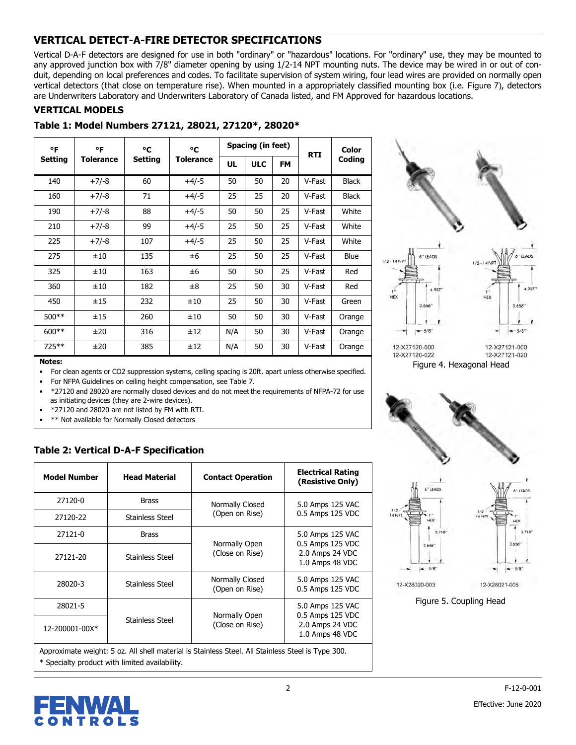## VERTICAL DETECT-A-FIRE DETECTOR SPECIFICATIONS

Vertical D-A-F detectors are designed for use in both "ordinary" or "hazardous" locations. For "ordinary" use, they may be mounted to any approved junction box with 7/8" diameter opening by using 1/2-14 NPT mounting nuts. The device may be wired in or out of conduit, depending on local preferences and codes. To facilitate supervision of system wiring, four lead wires are provided on normally open vertical detectors (that close on temperature rise). When mounted in a appropriately classified mounting box (i.e. Figure 7), detectors are Underwriters Laboratory and Underwriters Laboratory of Canada listed, and FM Approved for hazardous locations.

### VERTICAL MODELS

### Table 1: Model Numbers 27121, 28021, 27120*, 28020*

| °F Setting | °F Tolerance | °C Setting | °C Tolerance | Spacing (in feet) | | | RTI | Color Coding |
|---|---|---|---|---|---|---|---|---|
| | | | | UL | ULC | FM | | |
| 140 | +7/-8 | 60 | +4/-5 | 50 | 50 | 20 | V-Fast | Black |
| 160 | +7/-8 | 71 | +4/-5 | 25 | 25 | 20 | V-Fast | Black |
| 190 | +7/-8 | 88 | +4/-5 | 50 | 50 | 25 | V-Fast | White |
| 210 | +7/-8 | 99 | +4/-5 | 25 | 50 | 25 | V-Fast | White |
| 225 | +7/-8 | 107 | +4/-5 | 25 | 50 | 25 | V-Fast | White |
| 275 | ±10 | 135 | ±6 | 25 | 50 | 25 | V-Fast | Blue |
| 325 | ±10 | 163 | ±6 | 50 | 50 | 25 | V-Fast | Red |
| 360 | ±10 | 182 | ±8 | 25 | 50 | 30 | V-Fast | Red |
| 450 | ±15 | 232 | ±10 | 25 | 50 | 30 | V-Fast | Green |
| 500** | ±15 | 260 | ±10 | 50 | 50 | 30 | V-Fast | Orange |
| 600** | ±20 | 316 | ±12 | N/A | 50 | 30 | V-Fast | Orange |
| 725** | ±20 | 385 | ±12 | N/A | 50 | 30 | V-Fast | Orange |

**Notes:**

- For clean agents or CO2 suppression systems, ceiling spacing is 20ft. apart unless otherwise specified.
- For NFPA Guidelines on ceiling height compensation, see Table 7.
- *27120 and 28020 are normally closed devices and do not meet the requirements of NFPA-72 for use as initiating devices (they are 2-wire devices).
- *27120 and 28020 are not listed by FM with RTI.
- ** Not available for Normally Closed detectors

1/2 - 14 NPT, 6" LEADS, 1" HEX, 4.937", 3.656", 5/8"

12-X27120-000
12-X27120-022

12-X27121-000
12-X27121-020

Figure 4. Hexagonal Head

1/2 - 14 NPT, 6" LEADS, 1" HEX, 5.718", 3.656", 5/8"

12-X28020-003

12-X28021-005

Figure 5. Coupling Head

### Table 2: Vertical D-A-F Specification

| Model Number | Head Material | Contact Operation | Electrical Rating (Resistive Only) |
|---|---|---|---|
| 27120-0 | Brass | Normally Closed (Open on Rise) | 5.0 Amps 125 VAC<br>0.5 Amps 125 VDC |
| 27120-22 | Stainless Steel | | |
| 27121-0 | Brass | Normally Open (Close on Rise) | 5.0 Amps 125 VAC<br>0.5 Amps 125 VDC<br>2.0 Amps 24 VDC<br>1.0 Amps 48 VDC |
| 27121-20 | Stainless Steel | | |
| 28020-3 | Stainless Steel | Normally Closed (Open on Rise) | 5.0 Amps 125 VAC<br>0.5 Amps 125 VDC |
| 28021-5 | Stainless Steel | Normally Open (Close on Rise) | 5.0 Amps 125 VAC<br>0.5 Amps 125 VDC<br>2.0 Amps 24 VDC<br>1.0 Amps 48 VDC |
| 12-200001-00X* | | | |

Approximate weight: 5 oz. All shell material is Stainless Steel. All Stainless Steel is Type 300.
* Specialty product with limited availability.

F-12-0-001

Effective: June 2020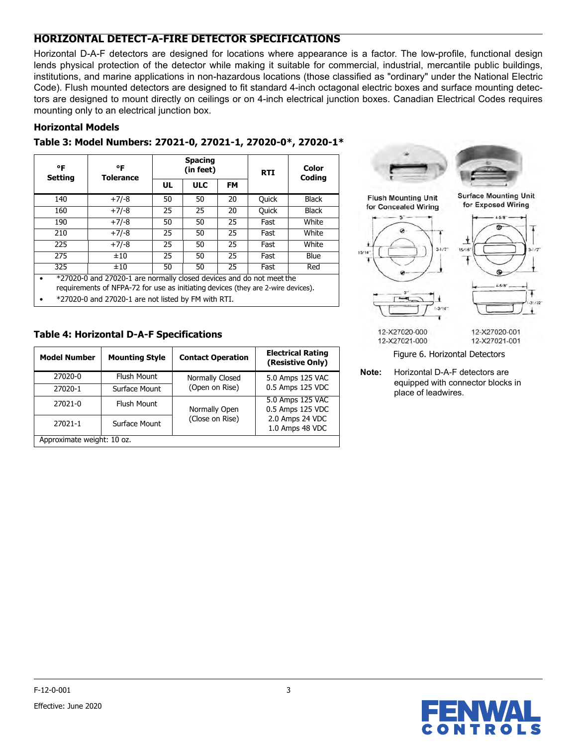## HORIZONTAL DETECT-A-FIRE DETECTOR SPECIFICATIONS

Horizontal D-A-F detectors are designed for locations where appearance is a factor. The low-profile, functional design lends physical protection of the detector while making it suitable for commercial, industrial, mercantile public buildings, institutions, and marine applications in non-hazardous locations (those classified as "ordinary" under the National Electric Code). Flush mounted detectors are designed to fit standard 4-inch octagonal electric boxes and surface mounting detectors are designed to mount directly on ceilings or on 4-inch electrical junction boxes. Canadian Electrical Codes requires mounting only to an electrical junction box.

### Horizontal Models

#### Table 3: Model Numbers: 27021-0, 27021-1, 27020-0*, 27020-1*

| °F Setting | °F Tolerance | Spacing (in feet) | | | RTI | Color Coding |
|---|---|---|---|---|---|---|
| | | UL | ULC | FM | | |
| 140 | +7/-8 | 50 | 50 | 20 | Quick | Black |
| 160 | +7/-8 | 25 | 25 | 20 | Quick | Black |
| 190 | +7/-8 | 50 | 50 | 25 | Fast | White |
| 210 | +7/-8 | 25 | 50 | 25 | Fast | White |
| 225 | +7/-8 | 25 | 50 | 25 | Fast | White |
| 275 | ±10 | 25 | 50 | 25 | Fast | Blue |
| 325 | ±10 | 50 | 50 | 25 | Fast | Red |

- *27020-0 and 27020-1 are normally closed devices and do not meet the requirements of NFPA-72 for use as initiating devices (they are 2-wire devices).
- *27020-0 and 27020-1 are not listed by FM with RTI.

Flush Mounting Unit for Concealed Wiring — Surface Mounting Unit for Exposed Wiring

12-X27020-000, 12-X27021-000 — 12-X27020-001, 12-X27021-001

Figure 6. Horizontal Detectors

**Note:** Horizontal D-A-F detectors are equipped with connector blocks in place of leadwires.

#### Table 4: Horizontal D-A-F Specifications

| Model Number | Mounting Style | Contact Operation | Electrical Rating (Resistive Only) |
|---|---|---|---|
| 27020-0 | Flush Mount | Normally Closed (Open on Rise) | 5.0 Amps 125 VAC 0.5 Amps 125 VDC |
| 27020-1 | Surface Mount | | |
| 27021-0 | Flush Mount | Normally Open (Close on Rise) | 5.0 Amps 125 VAC 0.5 Amps 125 VDC 2.0 Amps 24 VDC 1.0 Amps 48 VDC |
| 27021-1 | Surface Mount | | |
| Approximate weight: 10 oz. | | | |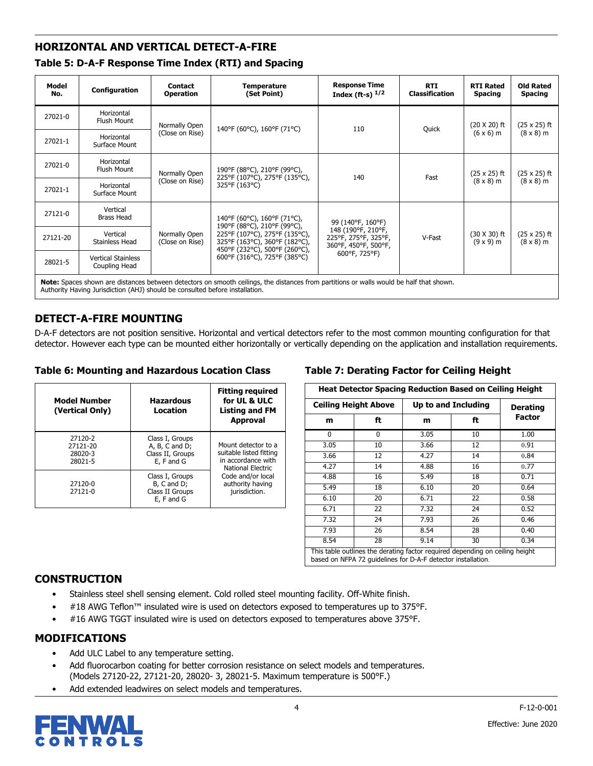## HORIZONTAL AND VERTICAL DETECT-A-FIRE

### Table 5: D-A-F Response Time Index (RTI) and Spacing

| Model No. | Configuration | Contact Operation | Temperature (Set Point) | Response Time Index (ft-s) $^{1/2}$ | RTI Classification | RTI Rated Spacing | Old Rated Spacing |
|---|---|---|---|---|---|---|---|
| 27021-0 | Horizontal Flush Mount | Normally Open (Close on Rise) | 140°F (60°C), 160°F (71°C) | 110 | Quick | (20 X 20) ft (6 x 6) m | (25 x 25) ft (8 x 8) m |
| 27021-1 | Horizontal Surface Mount | | | | | | |
| 27021-0 | Horizontal Flush Mount | Normally Open (Close on Rise) | 190°F (88°C), 210°F (99°C), 225°F (107°C), 275°F (135°C), 325°F (163°C) | 140 | Fast | (25 x 25) ft (8 x 8) m | (25 x 25) ft (8 x 8) m |
| 27021-1 | Horizontal Surface Mount | | | | | | |
| 27121-0 | Vertical Brass Head | Normally Open (Close on Rise) | 140°F (60°C), 160°F (71°C), 190°F (88°C), 210°F (99°C), 225°F (107°C), 275°F (135°C), 325°F (163°C), 360°F (182°C), 450°F (232°C), 500°F (260°C), 600°F (316°C), 725°F (385°C) | 99 (140°F, 160°F) 148 (190°F, 210°F, 225°F, 275°F, 325°F, 360°F, 450°F, 500°F, 600°F, 725°F) | V-Fast | (30 X 30) ft (9 x 9) m | (25 x 25) ft (8 x 8) m |
| 27121-20 | Vertical Stainless Head | | | | | | |
| 28021-5 | Vertical Stainless Coupling Head | | | | | | |

**Note:** Spaces shown are distances between detectors on smooth ceilings, the distances from partitions or walls would be half that shown. Authority Having Jurisdiction (AHJ) should be consulted before installation.

## DETECT-A-FIRE MOUNTING

D-A-F detectors are not position sensitive. Horizontal and vertical detectors refer to the most common mounting configuration for that detector. However each type can be mounted either horizontally or vertically depending on the application and installation requirements.

### Table 6: Mounting and Hazardous Location Class

| Model Number (Vertical Only) | Hazardous Location | Fitting required for UL & ULC Listing and FM Approval |
|---|---|---|
| 27120-2<br>27121-20<br>28020-3<br>28021-5 | Class I, Groups A, B, C and D; Class II, Groups E, F and G | Mount detector to a suitable listed fitting in accordance with National Electric Code and/or local authority having jurisdiction. |
| 27120-0<br>27121-0 | Class I, Groups B, C and D; Class II Groups E, F and G | |

### Table 7: Derating Factor for Ceiling Height

| Heat Detector Spacing Reduction Based on Ceiling Height | | | | |
|---|---|---|---|---|
| Ceiling Height Above | | Up to and Including | | Derating Factor |
| m | ft | m | ft | |
| 0 | 0 | 3.05 | 10 | 1.00 |
| 3.05 | 10 | 3.66 | 12 | 0.91 |
| 3.66 | 12 | 4.27 | 14 | 0.84 |
| 4.27 | 14 | 4.88 | 16 | 0.77 |
| 4.88 | 16 | 5.49 | 18 | 0.71 |
| 5.49 | 18 | 6.10 | 20 | 0.64 |
| 6.10 | 20 | 6.71 | 22 | 0.58 |
| 6.71 | 22 | 7.32 | 24 | 0.52 |
| 7.32 | 24 | 7.93 | 26 | 0.46 |
| 7.93 | 26 | 8.54 | 28 | 0.40 |
| 8.54 | 28 | 9.14 | 30 | 0.34 |

This table outlines the derating factor required depending on ceiling height based on NFPA 72 guidelines for D-A-F detector installation.

## CONSTRUCTION

- Stainless steel shell sensing element. Cold rolled steel mounting facility. Off-White finish.
- #18 AWG Teflon™ insulated wire is used on detectors exposed to temperatures up to 375°F.
- #16 AWG TGGT insulated wire is used on detectors exposed to temperatures above 375°F.

## MODIFICATIONS

- Add ULC Label to any temperature setting.
- Add fluorocarbon coating for better corrosion resistance on select models and temperatures. (Models 27120-22, 27121-20, 28020- 3, 28021-5. Maximum temperature is 500°F.)
- Add extended leadwires on select models and temperatures.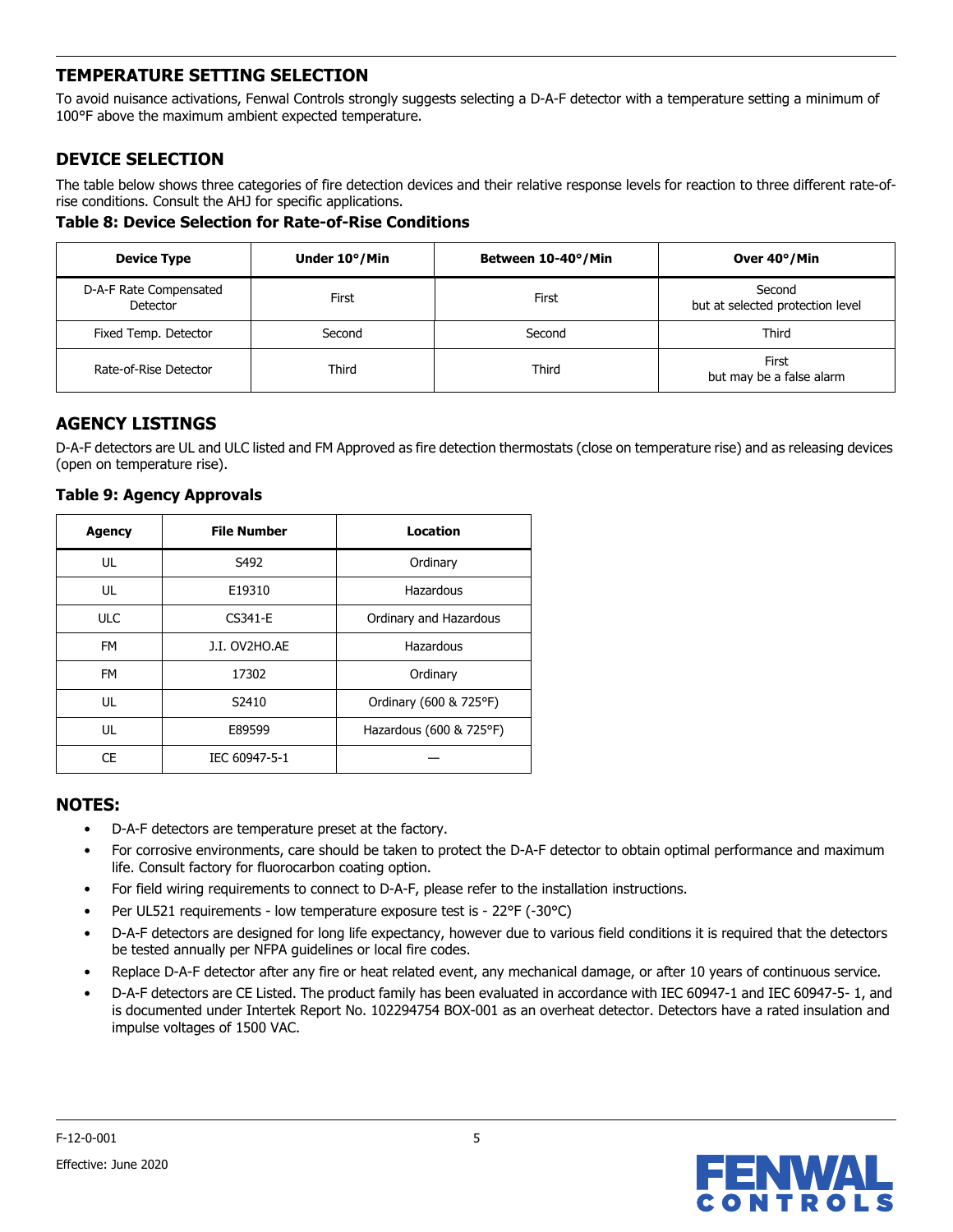## TEMPERATURE SETTING SELECTION

To avoid nuisance activations, Fenwal Controls strongly suggests selecting a D-A-F detector with a temperature setting a minimum of 100°F above the maximum ambient expected temperature.

## DEVICE SELECTION

The table below shows three categories of fire detection devices and their relative response levels for reaction to three different rate-of-rise conditions. Consult the AHJ for specific applications.

**Table 8: Device Selection for Rate-of-Rise Conditions**

| Device Type | Under 10°/Min | Between 10-40°/Min | Over 40°/Min |
|---|---|---|---|
| D-A-F Rate Compensated Detector | First | First | Second but at selected protection level |
| Fixed Temp. Detector | Second | Second | Third |
| Rate-of-Rise Detector | Third | Third | First but may be a false alarm |

## AGENCY LISTINGS

D-A-F detectors are UL and ULC listed and FM Approved as fire detection thermostats (close on temperature rise) and as releasing devices (open on temperature rise).

**Table 9: Agency Approvals**

| Agency | File Number | Location |
|---|---|---|
| UL | S492 | Ordinary |
| UL | E19310 | Hazardous |
| ULC | CS341-E | Ordinary and Hazardous |
| FM | J.I. OV2HO.AE | Hazardous |
| FM | 17302 | Ordinary |
| UL | S2410 | Ordinary (600 & 725°F) |
| UL | E89599 | Hazardous (600 & 725°F) |
| CE | IEC 60947-5-1 | — |

## NOTES:

- D-A-F detectors are temperature preset at the factory.
- For corrosive environments, care should be taken to protect the D-A-F detector to obtain optimal performance and maximum life. Consult factory for fluorocarbon coating option.
- For field wiring requirements to connect to D-A-F, please refer to the installation instructions.
- Per UL521 requirements - low temperature exposure test is - 22°F (-30°C)
- D-A-F detectors are designed for long life expectancy, however due to various field conditions it is required that the detectors be tested annually per NFPA guidelines or local fire codes.
- Replace D-A-F detector after any fire or heat related event, any mechanical damage, or after 10 years of continuous service.
- D-A-F detectors are CE Listed. The product family has been evaluated in accordance with IEC 60947-1 and IEC 60947-5- 1, and is documented under Intertek Report No. 102294754 BOX-001 as an overheat detector. Detectors have a rated insulation and impulse voltages of 1500 VAC.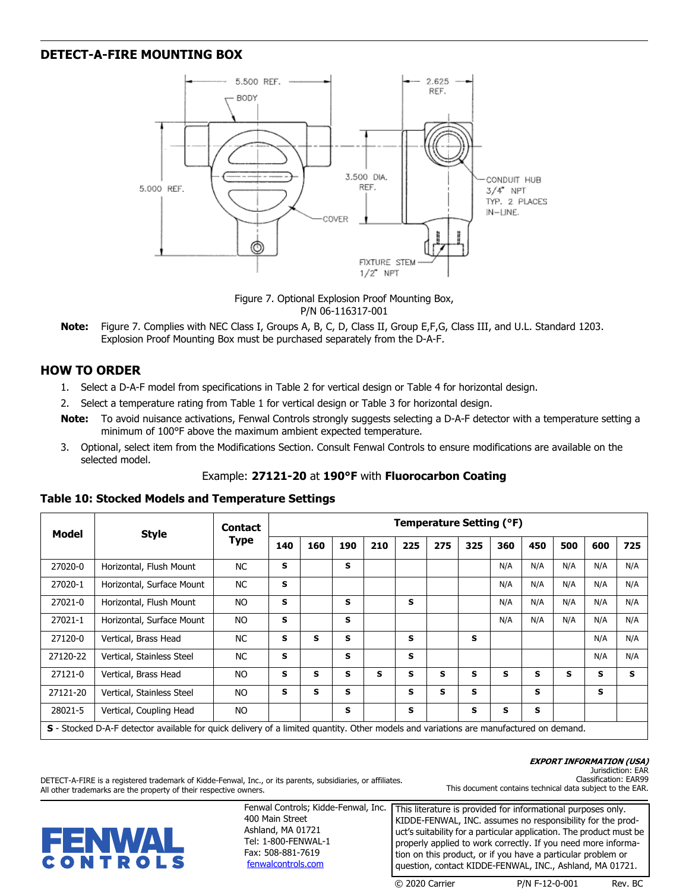## DETECT-A-FIRE MOUNTING BOX

5.500 REF.

BODY

2.625 REF.

5.000 REF.

3.500 DIA. REF.

COVER

CONDUIT HUB 3/4" NPT TYP. 2 PLACES IN-LINE.

FIXTURE STEM 1/2" NPT

Figure 7. Optional Explosion Proof Mounting Box, P/N 06-116317-001

**Note:** Figure 7. Complies with NEC Class I, Groups A, B, C, D, Class II, Group E,F,G, Class III, and U.L. Standard 1203. Explosion Proof Mounting Box must be purchased separately from the D-A-F.

## HOW TO ORDER

1. Select a D-A-F model from specifications in Table 2 for vertical design or Table 4 for horizontal design.
2. Select a temperature rating from Table 1 for vertical design or Table 3 for horizontal design.

**Note:** To avoid nuisance activations, Fenwal Controls strongly suggests selecting a D-A-F detector with a temperature setting a minimum of 100°F above the maximum ambient expected temperature.

3. Optional, select item from the Modifications Section. Consult Fenwal Controls to ensure modifications are available on the selected model.

Example: **27121-20** at **190°F** with **Fluorocarbon Coating**

### Table 10: Stocked Models and Temperature Settings

| Model | Style | Contact Type | Temperature Setting (°F) | | | | | | | | | | | |
|---|---|---|---|---|---|---|---|---|---|---|---|---|---|---|
| | | | 140 | 160 | 190 | 210 | 225 | 275 | 325 | 360 | 450 | 500 | 600 | 725 |
| 27020-0 | Horizontal, Flush Mount | NC | S | | S | | | | | N/A | N/A | N/A | N/A | N/A |
| 27020-1 | Horizontal, Surface Mount | NC | S | | | | | | | N/A | N/A | N/A | N/A | N/A |
| 27021-0 | Horizontal, Flush Mount | NO | S | | S | | S | | | N/A | N/A | N/A | N/A | N/A |
| 27021-1 | Horizontal, Surface Mount | NO | S | | S | | | | | N/A | N/A | N/A | N/A | N/A |
| 27120-0 | Vertical, Brass Head | NC | S | S | S | | S | | S | | | | N/A | N/A |
| 27120-22 | Vertical, Stainless Steel | NC | S | | S | | S | | | | | | N/A | N/A |
| 27121-0 | Vertical, Brass Head | NO | S | S | S | S | S | S | S | S | S | S | S | S |
| 27121-20 | Vertical, Stainless Steel | NO | S | S | S | | S | S | S | | S | | S | |
| 28021-5 | Vertical, Coupling Head | NO | | | S | | S | | S | S | S | | | |

**S** - Stocked D-A-F detector available for quick delivery of a limited quantity. Other models and variations are manufactured on demand.

DETECT-A-FIRE is a registered trademark of Kidde-Fenwal, Inc., or its parents, subsidiaries, or affiliates.
All other trademarks are the property of their respective owners.

***EXPORT INFORMATION (USA)***
Jurisdiction: EAR
Classification: EAR99
This document contains technical data subject to the EAR.

FENWAL CONTROLS

Fenwal Controls; Kidde-Fenwal, Inc.
400 Main Street
Ashland, MA 01721
Tel: 1-800-FENWAL-1
Fax: 508-881-7619
fenwalcontrols.com

This literature is provided for informational purposes only. KIDDE-FENWAL, INC. assumes no responsibility for the product's suitability for a particular application. The product must be properly applied to work correctly. If you need more information on this product, or if you have a particular problem or question, contact KIDDE-FENWAL, INC., Ashland, MA 01721.

© 2020 Carrier P/N F-12-0-001 Rev. BC